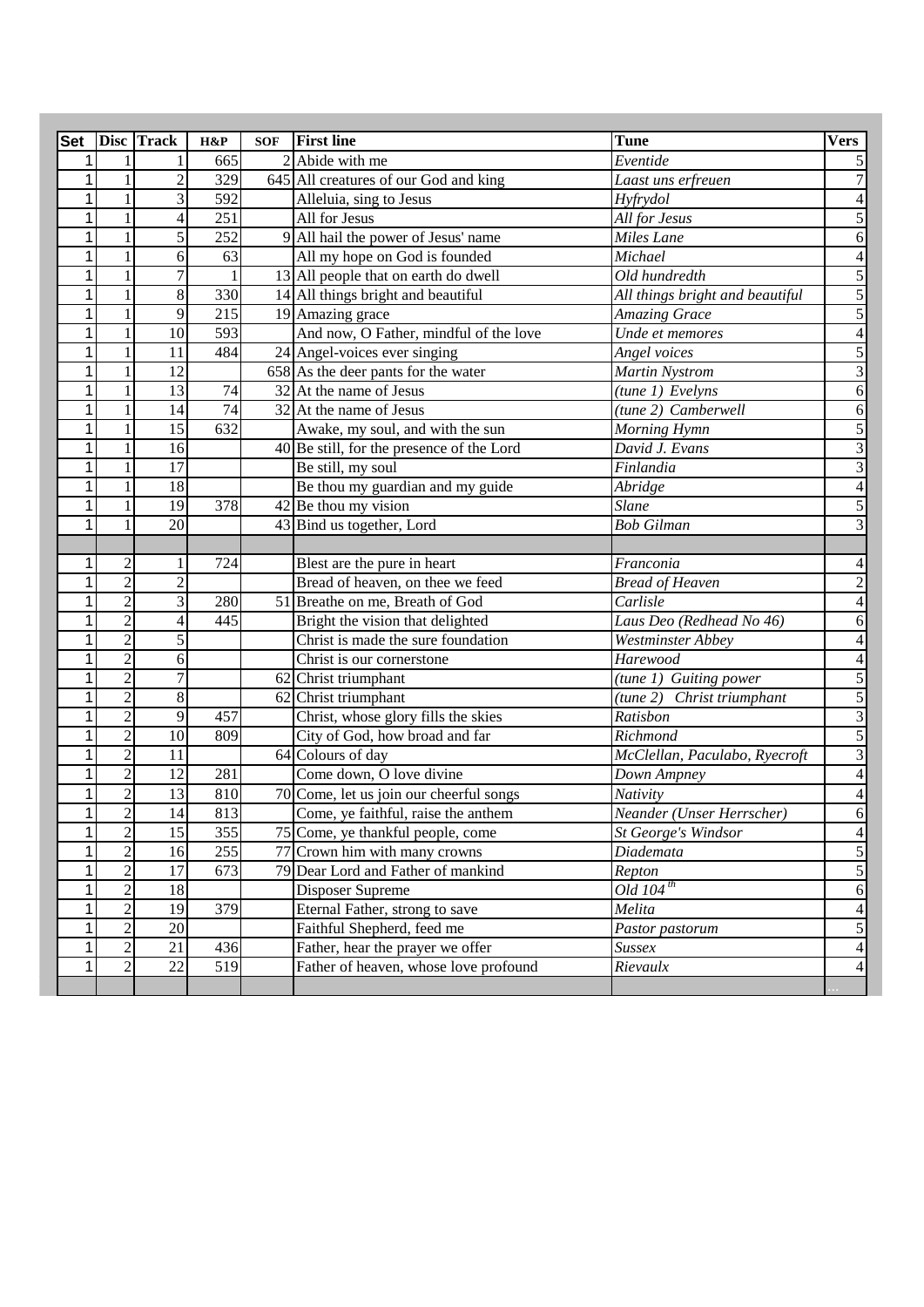| Set | Disc | Track | H&P | SOF | First line | Tune | Vers |
|---|---|---|---|---|---|---|---|
| 1 | 1 | 1 | 665 | 2 | Abide with me | *Eventide* | 5 |
| 1 | 1 | 2 | 329 | 645 | All creatures of our God and king | *Laast uns erfreuen* | 7 |
| 1 | 1 | 3 | 592 | | Alleluia, sing to Jesus | *Hyfrydol* | 4 |
| 1 | 1 | 4 | 251 | | All for Jesus | *All for Jesus* | 5 |
| 1 | 1 | 5 | 252 | 9 | All hail the power of Jesus' name | *Miles Lane* | 6 |
| 1 | 1 | 6 | 63 | | All my hope on God is founded | *Michael* | 4 |
| 1 | 1 | 7 | 1 | 13 | All people that on earth do dwell | *Old hundredth* | 5 |
| 1 | 1 | 8 | 330 | 14 | All things bright and beautiful | *All things bright and beautiful* | 5 |
| 1 | 1 | 9 | 215 | 19 | Amazing grace | *Amazing Grace* | 5 |
| 1 | 1 | 10 | 593 | | And now, O Father, mindful of the love | *Unde et memores* | 4 |
| 1 | 1 | 11 | 484 | 24 | Angel-voices ever singing | *Angel voices* | 5 |
| 1 | 1 | 12 | | 658 | As the deer pants for the water | *Martin Nystrom* | 3 |
| 1 | 1 | 13 | 74 | 32 | At the name of Jesus | *(tune 1) Evelyns* | 6 |
| 1 | 1 | 14 | 74 | 32 | At the name of Jesus | *(tune 2) Camberwell* | 6 |
| 1 | 1 | 15 | 632 | | Awake, my soul, and with the sun | *Morning Hymn* | 5 |
| 1 | 1 | 16 | | 40 | Be still, for the presence of the Lord | *David J. Evans* | 3 |
| 1 | 1 | 17 | | | Be still, my soul | *Finlandia* | 3 |
| 1 | 1 | 18 | | | Be thou my guardian and my guide | *Abridge* | 4 |
| 1 | 1 | 19 | 378 | 42 | Be thou my vision | *Slane* | 5 |
| 1 | 1 | 20 | | 43 | Bind us together, Lord | *Bob Gilman* | 3 |
| | | | | | | | |
| 1 | 2 | 1 | 724 | | Blest are the pure in heart | *Franconia* | 4 |
| 1 | 2 | 2 | | | Bread of heaven, on thee we feed | *Bread of Heaven* | 2 |
| 1 | 2 | 3 | 280 | 51 | Breathe on me, Breath of God | *Carlisle* | 4 |
| 1 | 2 | 4 | 445 | | Bright the vision that delighted | *Laus Deo (Redhead No 46)* | 6 |
| 1 | 2 | 5 | | | Christ is made the sure foundation | *Westminster Abbey* | 4 |
| 1 | 2 | 6 | | | Christ is our cornerstone | *Harewood* | 4 |
| 1 | 2 | 7 | | 62 | Christ triumphant | *(tune 1) Guiting power* | 5 |
| 1 | 2 | 8 | | 62 | Christ triumphant | *(tune 2) Christ triumphant* | 5 |
| 1 | 2 | 9 | 457 | | Christ, whose glory fills the skies | *Ratisbon* | 3 |
| 1 | 2 | 10 | 809 | | City of God, how broad and far | *Richmond* | 5 |
| 1 | 2 | 11 | | 64 | Colours of day | *McClellan, Paculabo, Ryecroft* | 3 |
| 1 | 2 | 12 | 281 | | Come down, O love divine | *Down Ampney* | 4 |
| 1 | 2 | 13 | 810 | 70 | Come, let us join our cheerful songs | *Nativity* | 4 |
| 1 | 2 | 14 | 813 | | Come, ye faithful, raise the anthem | *Neander (Unser Herrscher)* | 6 |
| 1 | 2 | 15 | 355 | 75 | Come, ye thankful people, come | *St George's Windsor* | 4 |
| 1 | 2 | 16 | 255 | 77 | Crown him with many crowns | *Diademata* | 5 |
| 1 | 2 | 17 | 673 | 79 | Dear Lord and Father of mankind | *Repton* | 5 |
| 1 | 2 | 18 | | | Disposer Supreme | *Old 104$^{th}$* | 6 |
| 1 | 2 | 19 | 379 | | Eternal Father, strong to save | *Melita* | 4 |
| 1 | 2 | 20 | | | Faithful Shepherd, feed me | *Pastor pastorum* | 5 |
| 1 | 2 | 21 | 436 | | Father, hear the prayer we offer | *Sussex* | 4 |
| 1 | 2 | 22 | 519 | | Father of heaven, whose love profound | *Rievaulx* | 4 |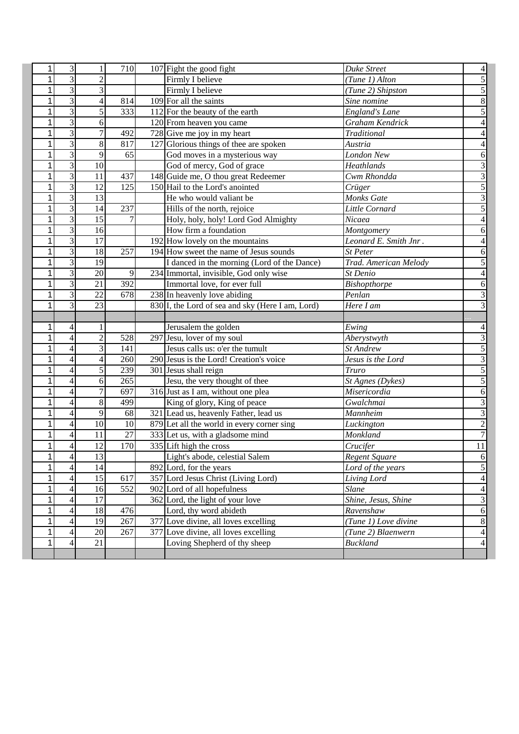| | | | | | | | |
|---|---|---|---|---|---|---|---|
| 1 | 3 | 1 | 710 | 107 | Fight the good fight | *Duke Street* | 4 |
| 1 | 3 | 2 | | | Firmly I believe | *(Tune 1) Alton* | 5 |
| 1 | 3 | 3 | | | Firmly I believe | *(Tune 2) Shipston* | 5 |
| 1 | 3 | 4 | 814 | 109 | For all the saints | *Sine nomine* | 8 |
| 1 | 3 | 5 | 333 | 112 | For the beauty of the earth | *England's Lane* | 5 |
| 1 | 3 | 6 | | 120 | From heaven you came | *Graham Kendrick* | 4 |
| 1 | 3 | 7 | 492 | 728 | Give me joy in my heart | *Traditional* | 4 |
| 1 | 3 | 8 | 817 | 127 | Glorious things of thee are spoken | *Austria* | 4 |
| 1 | 3 | 9 | 65 | | God moves in a mysterious way | *London New* | 6 |
| 1 | 3 | 10 | | | God of mercy, God of grace | *Heathlands* | 3 |
| 1 | 3 | 11 | 437 | 148 | Guide me, O thou great Redeemer | *Cwm Rhondda* | 3 |
| 1 | 3 | 12 | 125 | 150 | Hail to the Lord's anointed | *Crüger* | 5 |
| 1 | 3 | 13 | | | He who would valiant be | *Monks Gate* | 3 |
| 1 | 3 | 14 | 237 | | Hills of the north, rejoice | *Little Cornard* | 5 |
| 1 | 3 | 15 | 7 | | Holy, holy, holy! Lord God Almighty | *Nicaea* | 4 |
| 1 | 3 | 16 | | | How firm a foundation | *Montgomery* | 6 |
| 1 | 3 | 17 | | 192 | How lovely on the mountains | *Leonard E. Smith Jnr .* | 4 |
| 1 | 3 | 18 | 257 | 194 | How sweet the name of Jesus sounds | *St Peter* | 6 |
| 1 | 3 | 19 | | | I danced in the morning (Lord of the Dance) | *Trad. American Melody* | 5 |
| 1 | 3 | 20 | 9 | 234 | Immortal, invisible, God only wise | *St Denio* | 4 |
| 1 | 3 | 21 | 392 | | Immortal love, for ever full | *Bishopthorpe* | 6 |
| 1 | 3 | 22 | 678 | 238 | In heavenly love abiding | *Penlan* | 3 |
| 1 | 3 | 23 | | 830 | I, the Lord of sea and sky (Here I am, Lord) | *Here I am* | 3 |
| | | | | | | | |
| 1 | 4 | 1 | | | Jerusalem the golden | *Ewing* | 4 |
| 1 | 4 | 2 | 528 | 297 | Jesu, lover of my soul | *Aberystwyth* | 3 |
| 1 | 4 | 3 | 141 | | Jesus calls us: o'er the tumult | *St Andrew* | 5 |
| 1 | 4 | 4 | 260 | 290 | Jesus is the Lord! Creation's voice | *Jesus is the Lord* | 3 |
| 1 | 4 | 5 | 239 | 301 | Jesus shall reign | *Truro* | 5 |
| 1 | 4 | 6 | 265 | | Jesu, the very thought of thee | *St Agnes (Dykes)* | 5 |
| 1 | 4 | 7 | 697 | 316 | Just as I am, without one plea | *Misericordia* | 6 |
| 1 | 4 | 8 | 499 | | King of glory, King of peace | *Gwalchmai* | 3 |
| 1 | 4 | 9 | 68 | 321 | Lead us, heavenly Father, lead us | *Mannheim* | 3 |
| 1 | 4 | 10 | 10 | 879 | Let all the world in every corner sing | *Luckington* | 2 |
| 1 | 4 | 11 | 27 | 333 | Let us, with a gladsome mind | *Monkland* | 7 |
| 1 | 4 | 12 | 170 | 335 | Lift high the cross | *Crucifer* | 11 |
| 1 | 4 | 13 | | | Light's abode, celestial Salem | *Regent Square* | 6 |
| 1 | 4 | 14 | | 892 | Lord, for the years | *Lord of the years* | 5 |
| 1 | 4 | 15 | 617 | 357 | Lord Jesus Christ (Living Lord) | *Living Lord* | 4 |
| 1 | 4 | 16 | 552 | 902 | Lord of all hopefulness | *Slane* | 4 |
| 1 | 4 | 17 | | 362 | Lord, the light of your love | *Shine, Jesus, Shine* | 3 |
| 1 | 4 | 18 | 476 | | Lord, thy word abideth | *Ravenshaw* | 6 |
| 1 | 4 | 19 | 267 | 377 | Love divine, all loves excelling | *(Tune 1) Love divine* | 8 |
| 1 | 4 | 20 | 267 | 377 | Love divine, all loves excelling | *(Tune 2) Blaenwern* | 4 |
| 1 | 4 | 21 | | | Loving Shepherd of thy sheep | *Buckland* | 4 |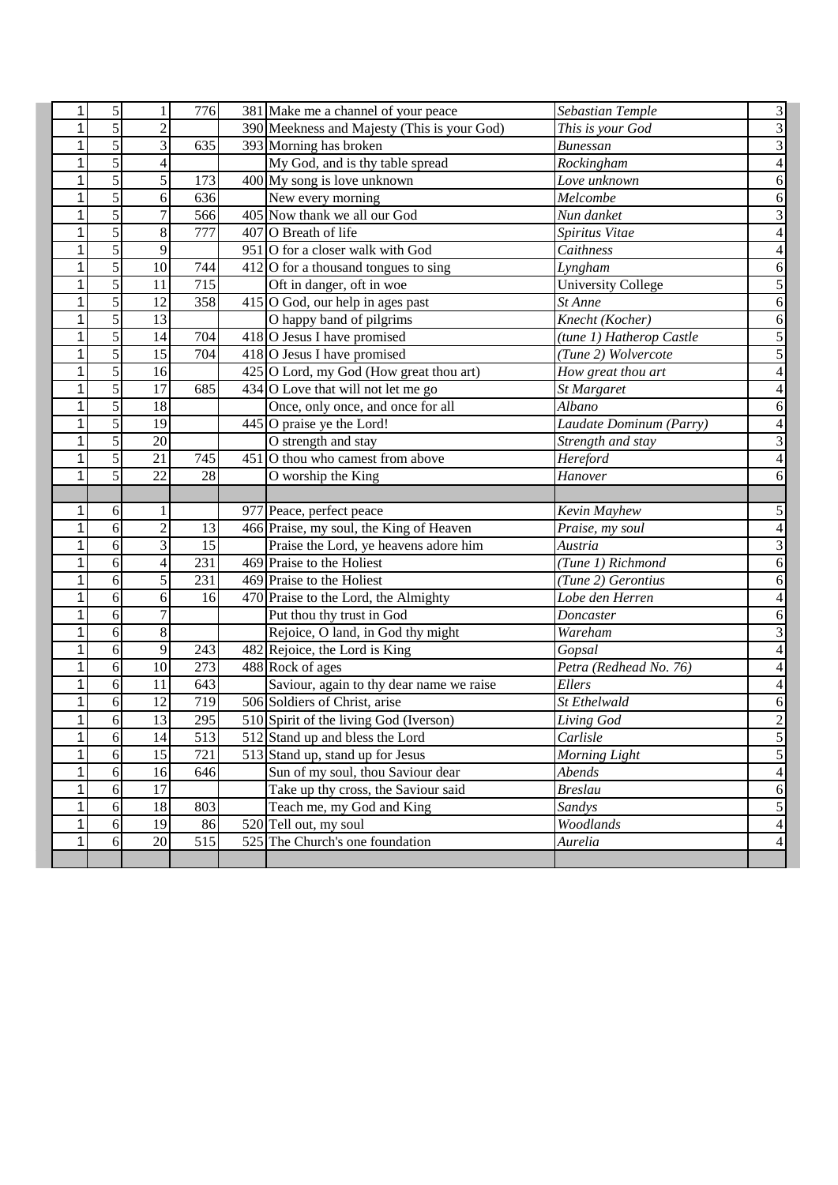| | | | | | | | |
|---|---|---|---|---|---|---|---|
| 1 | 5 | 1 | 776 | 381 | Make me a channel of your peace | *Sebastian Temple* | 3 |
| 1 | 5 | 2 | | 390 | Meekness and Majesty (This is your God) | *This is your God* | 3 |
| 1 | 5 | 3 | 635 | 393 | Morning has broken | *Bunessan* | 3 |
| 1 | 5 | 4 | | | My God, and is thy table spread | *Rockingham* | 4 |
| 1 | 5 | 5 | 173 | 400 | My song is love unknown | *Love unknown* | 6 |
| 1 | 5 | 6 | 636 | | New every morning | *Melcombe* | 6 |
| 1 | 5 | 7 | 566 | 405 | Now thank we all our God | *Nun danket* | 3 |
| 1 | 5 | 8 | 777 | 407 | O Breath of life | *Spiritus Vitae* | 4 |
| 1 | 5 | 9 | | 951 | O for a closer walk with God | *Caithness* | 4 |
| 1 | 5 | 10 | 744 | 412 | O for a thousand tongues to sing | *Lyngham* | 6 |
| 1 | 5 | 11 | 715 | | Oft in danger, oft in woe | University College | 5 |
| 1 | 5 | 12 | 358 | 415 | O God, our help in ages past | *St Anne* | 6 |
| 1 | 5 | 13 | | | O happy band of pilgrims | *Knecht (Kocher)* | 6 |
| 1 | 5 | 14 | 704 | 418 | O Jesus I have promised | *(tune 1) Hatherop Castle* | 5 |
| 1 | 5 | 15 | 704 | 418 | O Jesus I have promised | *(Tune 2) Wolvercote* | 5 |
| 1 | 5 | 16 | | 425 | O Lord, my God (How great thou art) | *How great thou art* | 4 |
| 1 | 5 | 17 | 685 | 434 | O Love that will not let me go | *St Margaret* | 4 |
| 1 | 5 | 18 | | | Once, only once, and once for all | *Albano* | 6 |
| 1 | 5 | 19 | | 445 | O praise ye the Lord! | *Laudate Dominum (Parry)* | 4 |
| 1 | 5 | 20 | | | O strength and stay | *Strength and stay* | 3 |
| 1 | 5 | 21 | 745 | 451 | O thou who camest from above | *Hereford* | 4 |
| 1 | 5 | 22 | 28 | | O worship the King | *Hanover* | 6 |
| | | | | | | | |
| 1 | 6 | 1 | | 977 | Peace, perfect peace | *Kevin Mayhew* | 5 |
| 1 | 6 | 2 | 13 | 466 | Praise, my soul, the King of Heaven | *Praise, my soul* | 4 |
| 1 | 6 | 3 | 15 | | Praise the Lord, ye heavens adore him | *Austria* | 3 |
| 1 | 6 | 4 | 231 | 469 | Praise to the Holiest | *(Tune 1) Richmond* | 6 |
| 1 | 6 | 5 | 231 | 469 | Praise to the Holiest | *(Tune 2) Gerontius* | 6 |
| 1 | 6 | 6 | 16 | 470 | Praise to the Lord, the Almighty | *Lobe den Herren* | 4 |
| 1 | 6 | 7 | | | Put thou thy trust in God | *Doncaster* | 6 |
| 1 | 6 | 8 | | | Rejoice, O land, in God thy might | *Wareham* | 3 |
| 1 | 6 | 9 | 243 | 482 | Rejoice, the Lord is King | *Gopsal* | 4 |
| 1 | 6 | 10 | 273 | 488 | Rock of ages | *Petra (Redhead No. 76)* | 4 |
| 1 | 6 | 11 | 643 | | Saviour, again to thy dear name we raise | *Ellers* | 4 |
| 1 | 6 | 12 | 719 | 506 | Soldiers of Christ, arise | *St Ethelwald* | 6 |
| 1 | 6 | 13 | 295 | 510 | Spirit of the living God (Iverson) | *Living God* | 2 |
| 1 | 6 | 14 | 513 | 512 | Stand up and bless the Lord | *Carlisle* | 5 |
| 1 | 6 | 15 | 721 | 513 | Stand up, stand up for Jesus | *Morning Light* | 5 |
| 1 | 6 | 16 | 646 | | Sun of my soul, thou Saviour dear | *Abends* | 4 |
| 1 | 6 | 17 | | | Take up thy cross, the Saviour said | *Breslau* | 6 |
| 1 | 6 | 18 | 803 | | Teach me, my God and King | *Sandys* | 5 |
| 1 | 6 | 19 | 86 | 520 | Tell out, my soul | *Woodlands* | 4 |
| 1 | 6 | 20 | 515 | 525 | The Church's one foundation | *Aurelia* | 4 |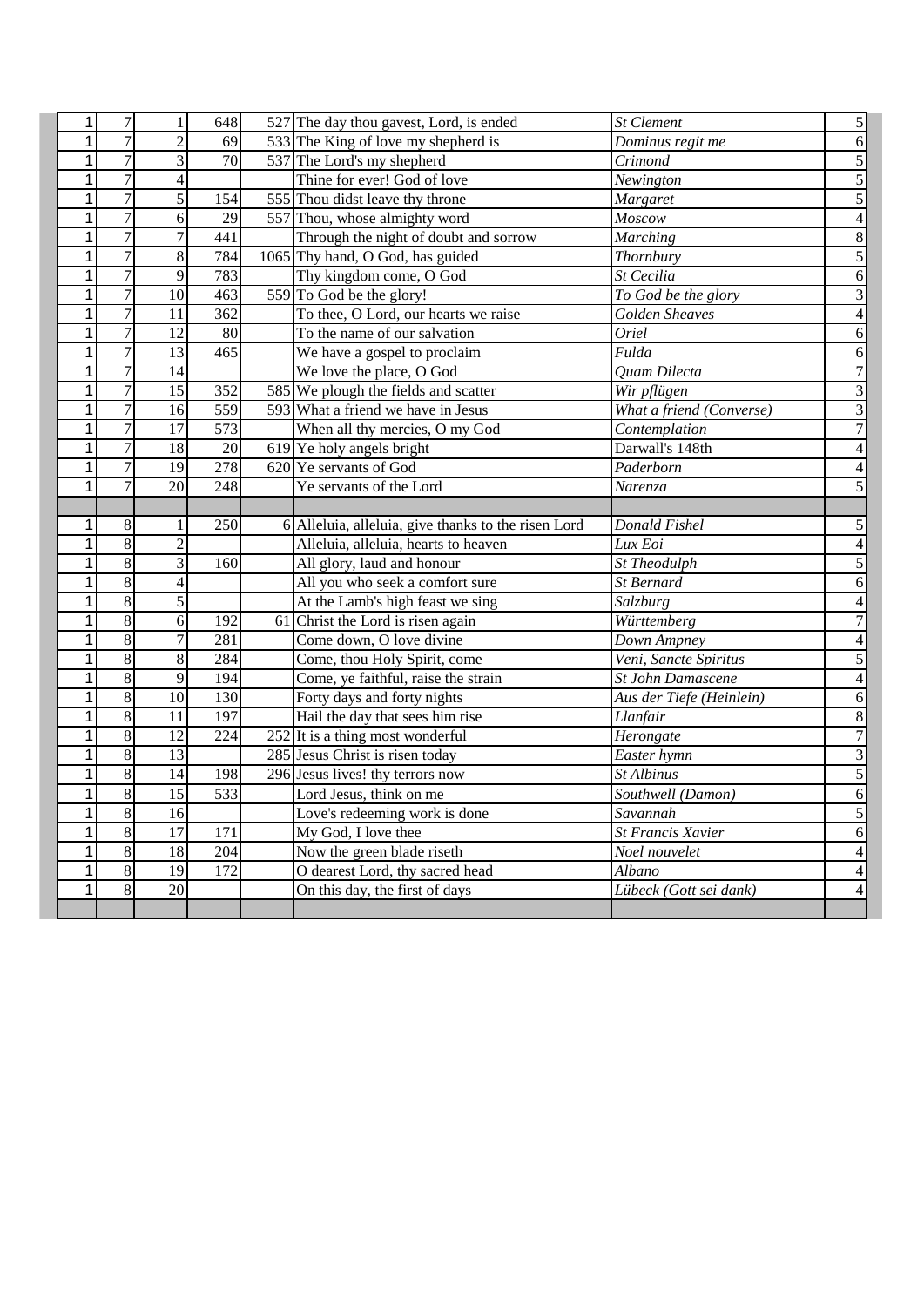| | | | | | | | |
|---|---|---|---|---|---|---|---|
| 1 | 7 | 1 | 648 | 527 | The day thou gavest, Lord, is ended | *St Clement* | 5 |
| 1 | 7 | 2 | 69 | 533 | The King of love my shepherd is | *Dominus regit me* | 6 |
| 1 | 7 | 3 | 70 | 537 | The Lord's my shepherd | *Crimond* | 5 |
| 1 | 7 | 4 | | | Thine for ever! God of love | *Newington* | 5 |
| 1 | 7 | 5 | 154 | 555 | Thou didst leave thy throne | *Margaret* | 5 |
| 1 | 7 | 6 | 29 | 557 | Thou, whose almighty word | *Moscow* | 4 |
| 1 | 7 | 7 | 441 | | Through the night of doubt and sorrow | *Marching* | 8 |
| 1 | 7 | 8 | 784 | 1065 | Thy hand, O God, has guided | *Thornbury* | 5 |
| 1 | 7 | 9 | 783 | | Thy kingdom come, O God | *St Cecilia* | 6 |
| 1 | 7 | 10 | 463 | 559 | To God be the glory! | *To God be the glory* | 3 |
| 1 | 7 | 11 | 362 | | To thee, O Lord, our hearts we raise | *Golden Sheaves* | 4 |
| 1 | 7 | 12 | 80 | | To the name of our salvation | *Oriel* | 6 |
| 1 | 7 | 13 | 465 | | We have a gospel to proclaim | *Fulda* | 6 |
| 1 | 7 | 14 | | | We love the place, O God | *Quam Dilecta* | 7 |
| 1 | 7 | 15 | 352 | 585 | We plough the fields and scatter | *Wir pflügen* | 3 |
| 1 | 7 | 16 | 559 | 593 | What a friend we have in Jesus | *What a friend (Converse)* | 3 |
| 1 | 7 | 17 | 573 | | When all thy mercies, O my God | *Contemplation* | 7 |
| 1 | 7 | 18 | 20 | 619 | Ye holy angels bright | Darwall's 148th | 4 |
| 1 | 7 | 19 | 278 | 620 | Ye servants of God | *Paderborn* | 4 |
| 1 | 7 | 20 | 248 | | Ye servants of the Lord | *Narenza* | 5 |
| | | | | | | | |
| 1 | 8 | 1 | 250 | 6 | Alleluia, alleluia, give thanks to the risen Lord | *Donald Fishel* | 5 |
| 1 | 8 | 2 | | | Alleluia, alleluia, hearts to heaven | *Lux Eoi* | 4 |
| 1 | 8 | 3 | 160 | | All glory, laud and honour | *St Theodulph* | 5 |
| 1 | 8 | 4 | | | All you who seek a comfort sure | *St Bernard* | 6 |
| 1 | 8 | 5 | | | At the Lamb's high feast we sing | *Salzburg* | 4 |
| 1 | 8 | 6 | 192 | 61 | Christ the Lord is risen again | *Württemberg* | 7 |
| 1 | 8 | 7 | 281 | | Come down, O love divine | *Down Ampney* | 4 |
| 1 | 8 | 8 | 284 | | Come, thou Holy Spirit, come | *Veni, Sancte Spiritus* | 5 |
| 1 | 8 | 9 | 194 | | Come, ye faithful, raise the strain | *St John Damascene* | 4 |
| 1 | 8 | 10 | 130 | | Forty days and forty nights | *Aus der Tiefe (Heinlein)* | 6 |
| 1 | 8 | 11 | 197 | | Hail the day that sees him rise | *Llanfair* | 8 |
| 1 | 8 | 12 | 224 | 252 | It is a thing most wonderful | *Herongate* | 7 |
| 1 | 8 | 13 | | 285 | Jesus Christ is risen today | *Easter hymn* | 3 |
| 1 | 8 | 14 | 198 | 296 | Jesus lives! thy terrors now | *St Albinus* | 5 |
| 1 | 8 | 15 | 533 | | Lord Jesus, think on me | *Southwell (Damon)* | 6 |
| 1 | 8 | 16 | | | Love's redeeming work is done | *Savannah* | 5 |
| 1 | 8 | 17 | 171 | | My God, I love thee | *St Francis Xavier* | 6 |
| 1 | 8 | 18 | 204 | | Now the green blade riseth | *Noel nouvelet* | 4 |
| 1 | 8 | 19 | 172 | | O dearest Lord, thy sacred head | *Albano* | 4 |
| 1 | 8 | 20 | | | On this day, the first of days | *Lübeck (Gott sei dank)* | 4 |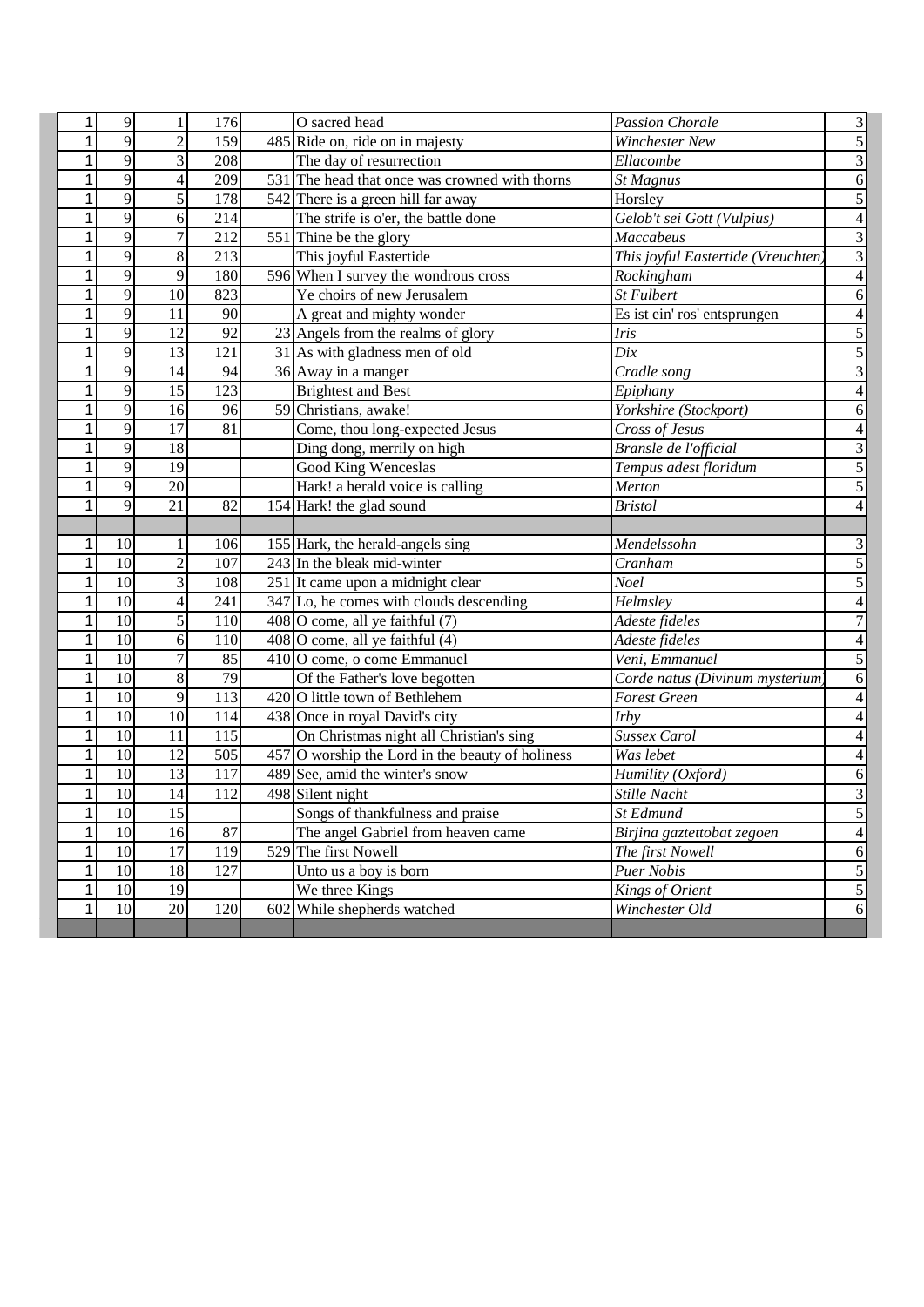| | | | | | | | |
|---|---|---|---|---|---|---|---|
| 1 | 9 | 1 | 176 | | O sacred head | *Passion Chorale* | 3 |
| 1 | 9 | 2 | 159 | 485 | Ride on, ride on in majesty | *Winchester New* | 5 |
| 1 | 9 | 3 | 208 | | The day of resurrection | *Ellacombe* | 3 |
| 1 | 9 | 4 | 209 | 531 | The head that once was crowned with thorns | *St Magnus* | 6 |
| 1 | 9 | 5 | 178 | 542 | There is a green hill far away | Horsley | 5 |
| 1 | 9 | 6 | 214 | | The strife is o'er, the battle done | *Gelob't sei Gott (Vulpius)* | 4 |
| 1 | 9 | 7 | 212 | 551 | Thine be the glory | *Maccabeus* | 3 |
| 1 | 9 | 8 | 213 | | This joyful Eastertide | *This joyful Eastertide (Vreuchten)* | 3 |
| 1 | 9 | 9 | 180 | 596 | When I survey the wondrous cross | *Rockingham* | 4 |
| 1 | 9 | 10 | 823 | | Ye choirs of new Jerusalem | *St Fulbert* | 6 |
| 1 | 9 | 11 | 90 | | A great and mighty wonder | Es ist ein' ros' entsprungen | 4 |
| 1 | 9 | 12 | 92 | 23 | Angels from the realms of glory | *Iris* | 5 |
| 1 | 9 | 13 | 121 | 31 | As with gladness men of old | *Dix* | 5 |
| 1 | 9 | 14 | 94 | 36 | Away in a manger | *Cradle song* | 3 |
| 1 | 9 | 15 | 123 | | Brightest and Best | *Epiphany* | 4 |
| 1 | 9 | 16 | 96 | 59 | Christians, awake! | *Yorkshire (Stockport)* | 6 |
| 1 | 9 | 17 | 81 | | Come, thou long-expected Jesus | *Cross of Jesus* | 4 |
| 1 | 9 | 18 | | | Ding dong, merrily on high | *Bransle de l'official* | 3 |
| 1 | 9 | 19 | | | Good King Wenceslas | *Tempus adest floridum* | 5 |
| 1 | 9 | 20 | | | Hark! a herald voice is calling | *Merton* | 5 |
| 1 | 9 | 21 | 82 | 154 | Hark! the glad sound | *Bristol* | 4 |
| | | | | | | | |
| 1 | 10 | 1 | 106 | 155 | Hark, the herald-angels sing | *Mendelssohn* | 3 |
| 1 | 10 | 2 | 107 | 243 | In the bleak mid-winter | *Cranham* | 5 |
| 1 | 10 | 3 | 108 | 251 | It came upon a midnight clear | *Noel* | 5 |
| 1 | 10 | 4 | 241 | 347 | Lo, he comes with clouds descending | *Helmsley* | 4 |
| 1 | 10 | 5 | 110 | 408 | O come, all ye faithful (7) | *Adeste fideles* | 7 |
| 1 | 10 | 6 | 110 | 408 | O come, all ye faithful (4) | *Adeste fideles* | 4 |
| 1 | 10 | 7 | 85 | 410 | O come, o come Emmanuel | *Veni, Emmanuel* | 5 |
| 1 | 10 | 8 | 79 | | Of the Father's love begotten | *Corde natus (Divinum mysterium)* | 6 |
| 1 | 10 | 9 | 113 | 420 | O little town of Bethlehem | *Forest Green* | 4 |
| 1 | 10 | 10 | 114 | 438 | Once in royal David's city | *Irby* | 4 |
| 1 | 10 | 11 | 115 | | On Christmas night all Christian's sing | *Sussex Carol* | 4 |
| 1 | 10 | 12 | 505 | 457 | O worship the Lord in the beauty of holiness | *Was lebet* | 4 |
| 1 | 10 | 13 | 117 | 489 | See, amid the winter's snow | *Humility (Oxford)* | 6 |
| 1 | 10 | 14 | 112 | 498 | Silent night | *Stille Nacht* | 3 |
| 1 | 10 | 15 | | | Songs of thankfulness and praise | *St Edmund* | 5 |
| 1 | 10 | 16 | 87 | | The angel Gabriel from heaven came | *Birjina gaztettobat zegoen* | 4 |
| 1 | 10 | 17 | 119 | 529 | The first Nowell | *The first Nowell* | 6 |
| 1 | 10 | 18 | 127 | | Unto us a boy is born | *Puer Nobis* | 5 |
| 1 | 10 | 19 | | | We three Kings | *Kings of Orient* | 5 |
| 1 | 10 | 20 | 120 | 602 | While shepherds watched | *Winchester Old* | 6 |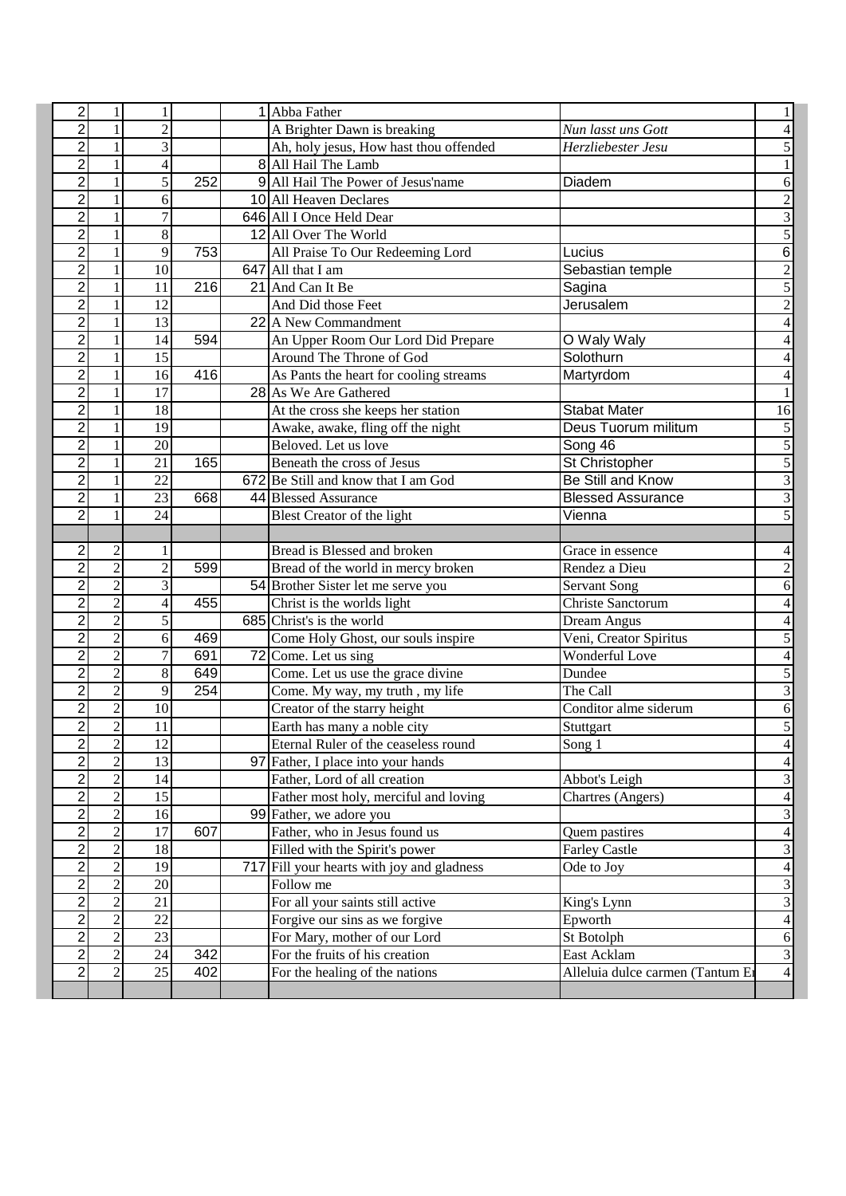| | | | | | | | |
|---|---|---|---|---|---|---|---|
| 2 | 1 | 1 | | 1 | Abba Father | | 1 |
| 2 | 1 | 2 | | | A Brighter Dawn is breaking | *Nun lasst uns Gott* | 4 |
| 2 | 1 | 3 | | | Ah, holy jesus, How hast thou offended | *Herzliebester Jesu* | 5 |
| 2 | 1 | 4 | | 8 | All Hail The Lamb | | 1 |
| 2 | 1 | 5 | 252 | 9 | All Hail The Power of Jesus'name | Diadem | 6 |
| 2 | 1 | 6 | | 10 | All Heaven Declares | | 2 |
| 2 | 1 | 7 | | 646 | All I Once Held Dear | | 3 |
| 2 | 1 | 8 | | 12 | All Over The World | | 5 |
| 2 | 1 | 9 | 753 | | All Praise To Our Redeeming Lord | Lucius | 6 |
| 2 | 1 | 10 | | 647 | All that I am | Sebastian temple | 2 |
| 2 | 1 | 11 | 216 | 21 | And Can It Be | Sagina | 5 |
| 2 | 1 | 12 | | | And Did those Feet | Jerusalem | 2 |
| 2 | 1 | 13 | | 22 | A New Commandment | | 4 |
| 2 | 1 | 14 | 594 | | An Upper Room Our Lord Did Prepare | O Waly Waly | 4 |
| 2 | 1 | 15 | | | Around The Throne of God | Solothurn | 4 |
| 2 | 1 | 16 | 416 | | As Pants the heart for cooling streams | Martyrdom | 4 |
| 2 | 1 | 17 | | 28 | As We Are Gathered | | 1 |
| 2 | 1 | 18 | | | At the cross she keeps her station | Stabat Mater | 16 |
| 2 | 1 | 19 | | | Awake, awake, fling off the night | Deus Tuorum militum | 5 |
| 2 | 1 | 20 | | | Beloved. Let us love | Song 46 | 5 |
| 2 | 1 | 21 | 165 | | Beneath the cross of Jesus | St Christopher | 5 |
| 2 | 1 | 22 | | 672 | Be Still and know that I am God | Be Still and Know | 3 |
| 2 | 1 | 23 | 668 | 44 | Blessed Assurance | Blessed Assurance | 3 |
| 2 | 1 | 24 | | | Blest Creator of the light | Vienna | 5 |
| | | | | | | | |
| 2 | 2 | 1 | | | Bread is Blessed and broken | Grace in essence | 4 |
| 2 | 2 | 2 | 599 | | Bread of the world in mercy broken | Rendez a Dieu | 2 |
| 2 | 2 | 3 | | 54 | Brother Sister let me serve you | Servant Song | 6 |
| 2 | 2 | 4 | 455 | | Christ is the worlds light | Christe Sanctorum | 4 |
| 2 | 2 | 5 | | 685 | Christ's is the world | Dream Angus | 4 |
| 2 | 2 | 6 | 469 | | Come Holy Ghost, our souls inspire | Veni, Creator Spiritus | 5 |
| 2 | 2 | 7 | 691 | 72 | Come. Let us sing | Wonderful Love | 4 |
| 2 | 2 | 8 | 649 | | Come. Let us use the grace divine | Dundee | 5 |
| 2 | 2 | 9 | 254 | | Come. My way, my truth , my life | The Call | 3 |
| 2 | 2 | 10 | | | Creator of the starry height | Conditor alme siderum | 6 |
| 2 | 2 | 11 | | | Earth has many a noble city | Stuttgart | 5 |
| 2 | 2 | 12 | | | Eternal Ruler of the ceaseless round | Song 1 | 4 |
| 2 | 2 | 13 | | 97 | Father, I place into your hands | | 4 |
| 2 | 2 | 14 | | | Father, Lord of all creation | Abbot's Leigh | 3 |
| 2 | 2 | 15 | | | Father most holy, merciful and loving | Chartres (Angers) | 4 |
| 2 | 2 | 16 | | 99 | Father, we adore you | | 3 |
| 2 | 2 | 17 | 607 | | Father, who in Jesus found us | Quem pastires | 4 |
| 2 | 2 | 18 | | | Filled with the Spirit's power | Farley Castle | 3 |
| 2 | 2 | 19 | | 717 | Fill your hearts with joy and gladness | Ode to Joy | 4 |
| 2 | 2 | 20 | | | Follow me | | 3 |
| 2 | 2 | 21 | | | For all your saints still active | King's Lynn | 3 |
| 2 | 2 | 22 | | | Forgive our sins as we forgive | Epworth | 4 |
| 2 | 2 | 23 | | | For Mary, mother of our Lord | St Botolph | 6 |
| 2 | 2 | 24 | 342 | | For the fruits of his creation | East Acklam | 3 |
| 2 | 2 | 25 | 402 | | For the healing of the nations | Alleluia dulce carmen (Tantum Er | 4 |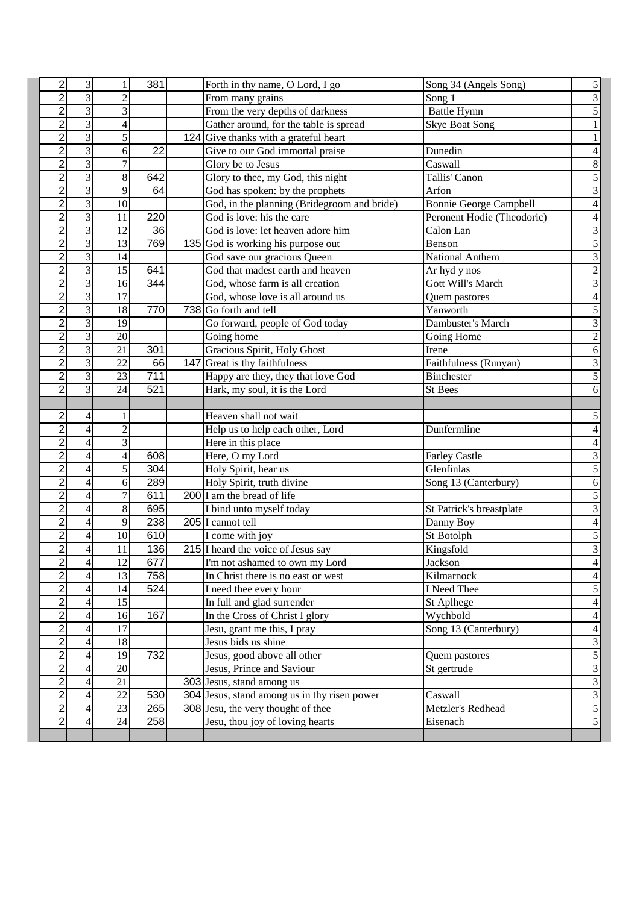| | | | | | | | |
|---|---|---|---|---|---|---|---|
| 2 | 3 | 1 | 381 | | Forth in thy name, O Lord, I go | Song 34 (Angels Song) | 5 |
| 2 | 3 | 2 | | | From many grains | Song 1 | 3 |
| 2 | 3 | 3 | | | From the very depths of darkness | Battle Hymn | 5 |
| 2 | 3 | 4 | | | Gather around, for the table is spread | Skye Boat Song | 1 |
| 2 | 3 | 5 | | 124 | Give thanks with a grateful heart | | 1 |
| 2 | 3 | 6 | 22 | | Give to our God immortal praise | Dunedin | 4 |
| 2 | 3 | 7 | | | Glory be to Jesus | Caswall | 8 |
| 2 | 3 | 8 | 642 | | Glory to thee, my God, this night | Tallis' Canon | 5 |
| 2 | 3 | 9 | 64 | | God has spoken: by the prophets | Arfon | 3 |
| 2 | 3 | 10 | | | God, in the planning (Bridegroom and bride) | Bonnie George Campbell | 4 |
| 2 | 3 | 11 | 220 | | God is love: his the care | Peronent Hodie (Theodoric) | 4 |
| 2 | 3 | 12 | 36 | | God is love: let heaven adore him | Calon Lan | 3 |
| 2 | 3 | 13 | 769 | 135 | God is working his purpose out | Benson | 5 |
| 2 | 3 | 14 | | | God save our gracious Queen | National Anthem | 3 |
| 2 | 3 | 15 | 641 | | God that madest earth and heaven | Ar hyd y nos | 2 |
| 2 | 3 | 16 | 344 | | God, whose farm is all creation | Gott Will's March | 3 |
| 2 | 3 | 17 | | | God, whose love is all around us | Quem pastores | 4 |
| 2 | 3 | 18 | 770 | 738 | Go forth and tell | Yanworth | 5 |
| 2 | 3 | 19 | | | Go forward, people of God today | Dambuster's March | 3 |
| 2 | 3 | 20 | | | Going home | Going Home | 2 |
| 2 | 3 | 21 | 301 | | Gracious Spirit, Holy Ghost | Irene | 6 |
| 2 | 3 | 22 | 66 | 147 | Great is thy faithfulness | Faithfulness (Runyan) | 3 |
| 2 | 3 | 23 | 711 | | Happy are they, they that love God | Binchester | 5 |
| 2 | 3 | 24 | 521 | | Hark, my soul, it is the Lord | St Bees | 6 |
| | | | | | | | |
| 2 | 4 | 1 | | | Heaven shall not wait | | 5 |
| 2 | 4 | 2 | | | Help us to help each other, Lord | Dunfermline | 4 |
| 2 | 4 | 3 | | | Here in this place | | 4 |
| 2 | 4 | 4 | 608 | | Here, O my Lord | Farley Castle | 3 |
| 2 | 4 | 5 | 304 | | Holy Spirit, hear us | Glenfinlas | 5 |
| 2 | 4 | 6 | 289 | | Holy Spirit, truth divine | Song 13 (Canterbury) | 6 |
| 2 | 4 | 7 | 611 | 200 | I am the bread of life | | 5 |
| 2 | 4 | 8 | 695 | | I bind unto myself today | St Patrick's breastplate | 3 |
| 2 | 4 | 9 | 238 | 205 | I cannot tell | Danny Boy | 4 |
| 2 | 4 | 10 | 610 | | I come with joy | St Botolph | 5 |
| 2 | 4 | 11 | 136 | 215 | I heard the voice of Jesus say | Kingsfold | 3 |
| 2 | 4 | 12 | 677 | | I'm not ashamed to own my Lord | Jackson | 4 |
| 2 | 4 | 13 | 758 | | In Christ there is no east or west | Kilmarnock | 4 |
| 2 | 4 | 14 | 524 | | I need thee every hour | I Need Thee | 5 |
| 2 | 4 | 15 | | | In full and glad surrender | St Aplhege | 4 |
| 2 | 4 | 16 | 167 | | In the Cross of Christ I glory | Wychbold | 4 |
| 2 | 4 | 17 | | | Jesu, grant me this, I pray | Song 13 (Canterbury) | 4 |
| 2 | 4 | 18 | | | Jesus bids us shine | | 3 |
| 2 | 4 | 19 | 732 | | Jesus, good above all other | Quem pastores | 5 |
| 2 | 4 | 20 | | | Jesus, Prince and Saviour | St gertrude | 3 |
| 2 | 4 | 21 | | 303 | Jesus, stand among us | | 3 |
| 2 | 4 | 22 | 530 | 304 | Jesus, stand among us in thy risen power | Caswall | 3 |
| 2 | 4 | 23 | 265 | 308 | Jesu, the very thought of thee | Metzler's Redhead | 5 |
| 2 | 4 | 24 | 258 | | Jesu, thou joy of loving hearts | Eisenach | 5 |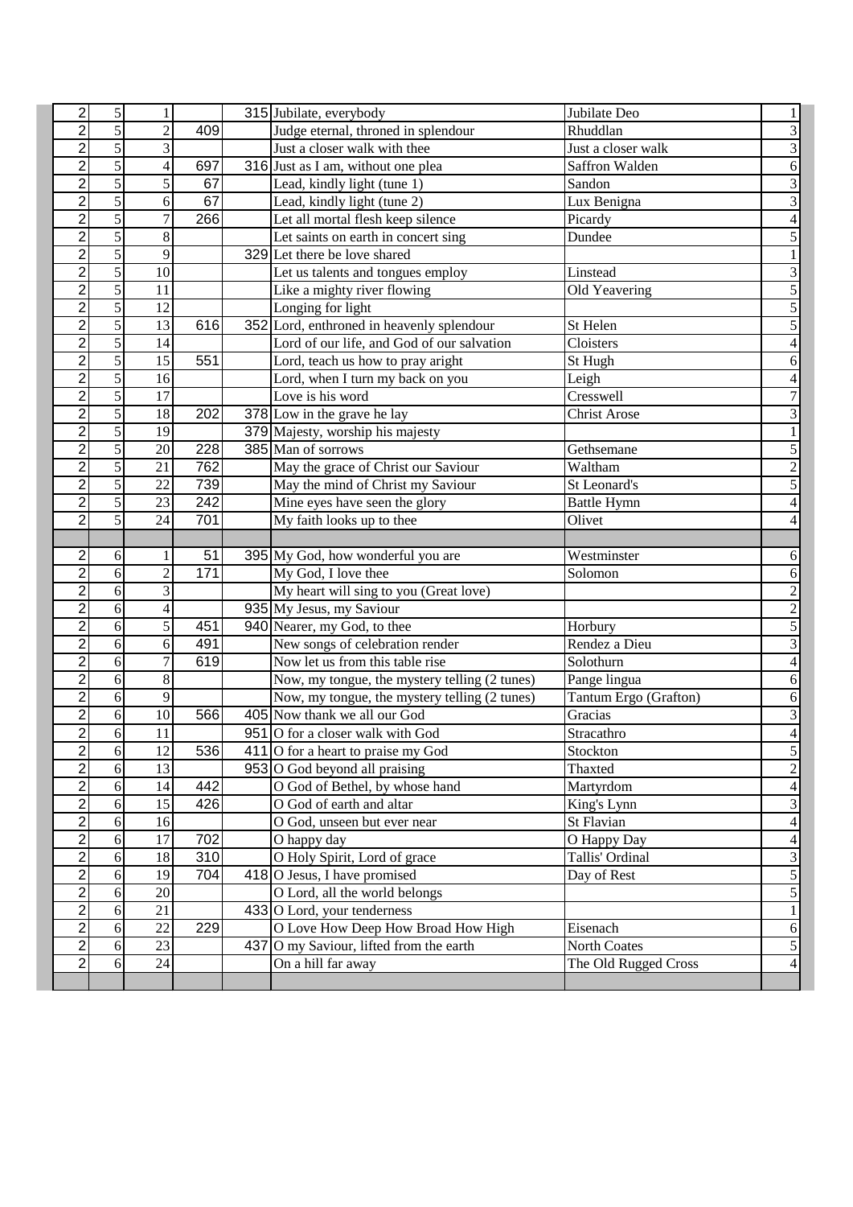| | | | | | | | |
|---|---|---|---|---|---|---|---|
| 2 | 5 | 1 | | 315 | Jubilate, everybody | Jubilate Deo | 1 |
| 2 | 5 | 2 | 409 | | Judge eternal, throned in splendour | Rhuddlan | 3 |
| 2 | 5 | 3 | | | Just a closer walk with thee | Just a closer walk | 3 |
| 2 | 5 | 4 | 697 | 316 | Just as I am, without one plea | Saffron Walden | 6 |
| 2 | 5 | 5 | 67 | | Lead, kindly light (tune 1) | Sandon | 3 |
| 2 | 5 | 6 | 67 | | Lead, kindly light (tune 2) | Lux Benigna | 3 |
| 2 | 5 | 7 | 266 | | Let all mortal flesh keep silence | Picardy | 4 |
| 2 | 5 | 8 | | | Let saints on earth in concert sing | Dundee | 5 |
| 2 | 5 | 9 | | 329 | Let there be love shared | | 1 |
| 2 | 5 | 10 | | | Let us talents and tongues employ | Linstead | 3 |
| 2 | 5 | 11 | | | Like a mighty river flowing | Old Yeavering | 5 |
| 2 | 5 | 12 | | | Longing for light | | 5 |
| 2 | 5 | 13 | 616 | 352 | Lord, enthroned in heavenly splendour | St Helen | 5 |
| 2 | 5 | 14 | | | Lord of our life, and God of our salvation | Cloisters | 4 |
| 2 | 5 | 15 | 551 | | Lord, teach us how to pray aright | St Hugh | 6 |
| 2 | 5 | 16 | | | Lord, when I turn my back on you | Leigh | 4 |
| 2 | 5 | 17 | | | Love is his word | Cresswell | 7 |
| 2 | 5 | 18 | 202 | 378 | Low in the grave he lay | Christ Arose | 3 |
| 2 | 5 | 19 | | 379 | Majesty, worship his majesty | | 1 |
| 2 | 5 | 20 | 228 | 385 | Man of sorrows | Gethsemane | 5 |
| 2 | 5 | 21 | 762 | | May the grace of Christ our Saviour | Waltham | 2 |
| 2 | 5 | 22 | 739 | | May the mind of Christ my Saviour | St Leonard's | 5 |
| 2 | 5 | 23 | 242 | | Mine eyes have seen the glory | Battle Hymn | 4 |
| 2 | 5 | 24 | 701 | | My faith looks up to thee | Olivet | 4 |
| | | | | | | | |
| 2 | 6 | 1 | 51 | 395 | My God, how wonderful you are | Westminster | 6 |
| 2 | 6 | 2 | 171 | | My God, I love thee | Solomon | 6 |
| 2 | 6 | 3 | | | My heart will sing to you (Great love) | | 2 |
| 2 | 6 | 4 | | 935 | My Jesus, my Saviour | | 2 |
| 2 | 6 | 5 | 451 | 940 | Nearer, my God, to thee | Horbury | 5 |
| 2 | 6 | 6 | 491 | | New songs of celebration render | Rendez a Dieu | 3 |
| 2 | 6 | 7 | 619 | | Now let us from this table rise | Solothurn | 4 |
| 2 | 6 | 8 | | | Now, my tongue, the mystery telling (2 tunes) | Pange lingua | 6 |
| 2 | 6 | 9 | | | Now, my tongue, the mystery telling (2 tunes) | Tantum Ergo (Grafton) | 6 |
| 2 | 6 | 10 | 566 | 405 | Now thank we all our God | Gracias | 3 |
| 2 | 6 | 11 | | 951 | O for a closer walk with God | Stracathro | 4 |
| 2 | 6 | 12 | 536 | 411 | O for a heart to praise my God | Stockton | 5 |
| 2 | 6 | 13 | | 953 | O God beyond all praising | Thaxted | 2 |
| 2 | 6 | 14 | 442 | | O God of Bethel, by whose hand | Martyrdom | 4 |
| 2 | 6 | 15 | 426 | | O God of earth and altar | King's Lynn | 3 |
| 2 | 6 | 16 | | | O God, unseen but ever near | St Flavian | 4 |
| 2 | 6 | 17 | 702 | | O happy day | O Happy Day | 4 |
| 2 | 6 | 18 | 310 | | O Holy Spirit, Lord of grace | Tallis' Ordinal | 3 |
| 2 | 6 | 19 | 704 | 418 | O Jesus, I have promised | Day of Rest | 5 |
| 2 | 6 | 20 | | | O Lord, all the world belongs | | 5 |
| 2 | 6 | 21 | | 433 | O Lord, your tenderness | | 1 |
| 2 | 6 | 22 | 229 | | O Love How Deep How Broad How High | Eisenach | 6 |
| 2 | 6 | 23 | | 437 | O my Saviour, lifted from the earth | North Coates | 5 |
| 2 | 6 | 24 | | | On a hill far away | The Old Rugged Cross | 4 |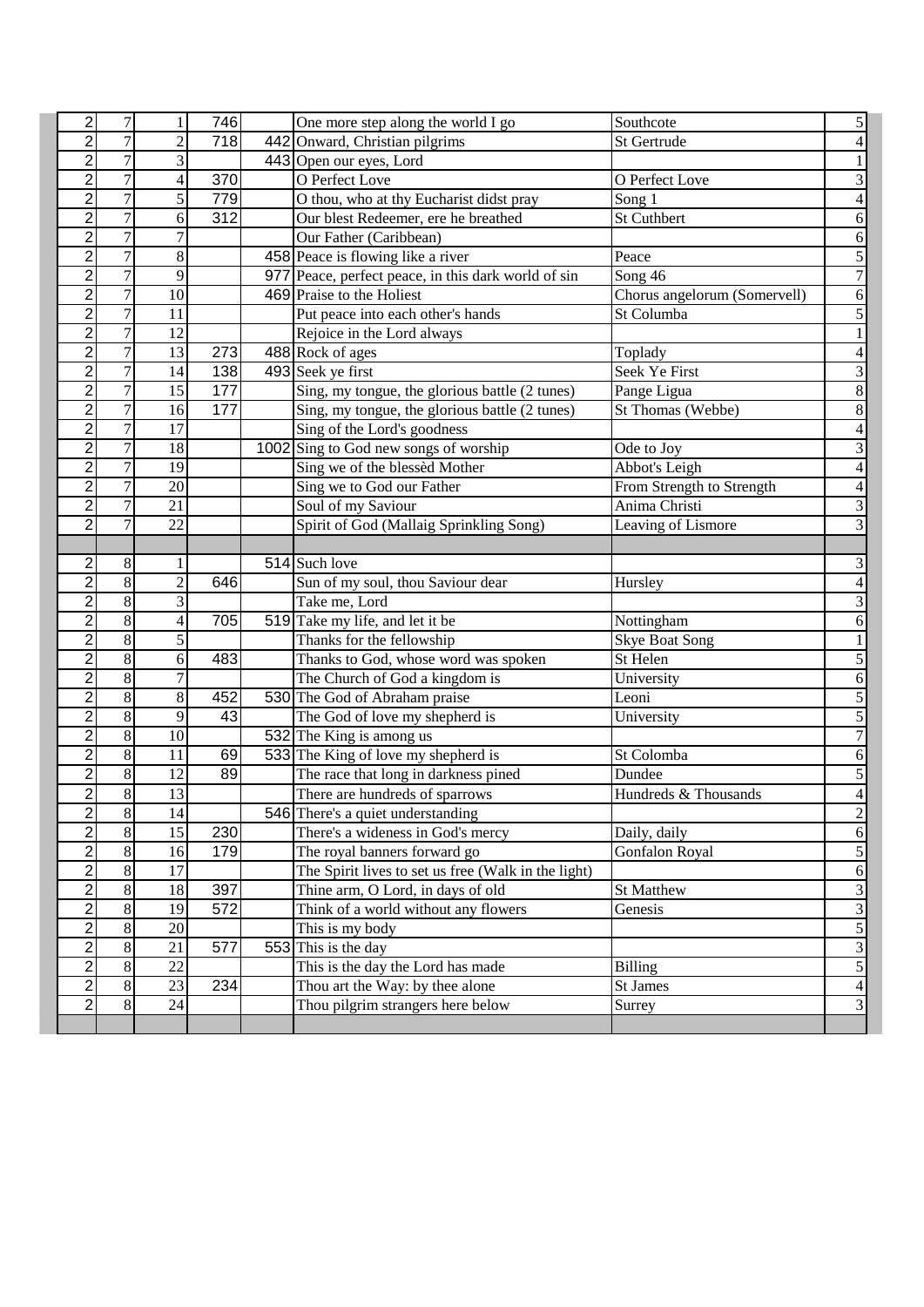| | | | | | | | |
|---|---|---|---|---|---|---|---|
| 2 | 7 | 1 | 746 | | One more step along the world I go | Southcote | 5 |
| 2 | 7 | 2 | 718 | 442 | Onward, Christian pilgrims | St Gertrude | 4 |
| 2 | 7 | 3 | | 443 | Open our eyes, Lord | | 1 |
| 2 | 7 | 4 | 370 | | O Perfect Love | O Perfect Love | 3 |
| 2 | 7 | 5 | 779 | | O thou, who at thy Eucharist didst pray | Song 1 | 4 |
| 2 | 7 | 6 | 312 | | Our blest Redeemer, ere he breathed | St Cuthbert | 6 |
| 2 | 7 | 7 | | | Our Father (Caribbean) | | 6 |
| 2 | 7 | 8 | | 458 | Peace is flowing like a river | Peace | 5 |
| 2 | 7 | 9 | | 977 | Peace, perfect peace, in this dark world of sin | Song 46 | 7 |
| 2 | 7 | 10 | | 469 | Praise to the Holiest | Chorus angelorum (Somervell) | 6 |
| 2 | 7 | 11 | | | Put peace into each other's hands | St Columba | 5 |
| 2 | 7 | 12 | | | Rejoice in the Lord always | | 1 |
| 2 | 7 | 13 | 273 | 488 | Rock of ages | Toplady | 4 |
| 2 | 7 | 14 | 138 | 493 | Seek ye first | Seek Ye First | 3 |
| 2 | 7 | 15 | 177 | | Sing, my tongue, the glorious battle (2 tunes) | Pange Ligua | 8 |
| 2 | 7 | 16 | 177 | | Sing, my tongue, the glorious battle (2 tunes) | St Thomas (Webbe) | 8 |
| 2 | 7 | 17 | | | Sing of the Lord's goodness | | 4 |
| 2 | 7 | 18 | | 1002 | Sing to God new songs of worship | Ode to Joy | 3 |
| 2 | 7 | 19 | | | Sing we of the blessèd Mother | Abbot's Leigh | 4 |
| 2 | 7 | 20 | | | Sing we to God our Father | From Strength to Strength | 4 |
| 2 | 7 | 21 | | | Soul of my Saviour | Anima Christi | 3 |
| 2 | 7 | 22 | | | Spirit of God (Mallaig Sprinkling Song) | Leaving of Lismore | 3 |
| | | | | | | | |
| 2 | 8 | 1 | | 514 | Such love | | 3 |
| 2 | 8 | 2 | 646 | | Sun of my soul, thou Saviour dear | Hursley | 4 |
| 2 | 8 | 3 | | | Take me, Lord | | 3 |
| 2 | 8 | 4 | 705 | 519 | Take my life, and let it be | Nottingham | 6 |
| 2 | 8 | 5 | | | Thanks for the fellowship | Skye Boat Song | 1 |
| 2 | 8 | 6 | 483 | | Thanks to God, whose word was spoken | St Helen | 5 |
| 2 | 8 | 7 | | | The Church of God a kingdom is | University | 6 |
| 2 | 8 | 8 | 452 | 530 | The God of Abraham praise | Leoni | 5 |
| 2 | 8 | 9 | 43 | | The God of love my shepherd is | University | 5 |
| 2 | 8 | 10 | | 532 | The King is among us | | 7 |
| 2 | 8 | 11 | 69 | 533 | The King of love my shepherd is | St Colomba | 6 |
| 2 | 8 | 12 | 89 | | The race that long in darkness pined | Dundee | 5 |
| 2 | 8 | 13 | | | There are hundreds of sparrows | Hundreds & Thousands | 4 |
| 2 | 8 | 14 | | 546 | There's a quiet understanding | | 2 |
| 2 | 8 | 15 | 230 | | There's a wideness in God's mercy | Daily, daily | 6 |
| 2 | 8 | 16 | 179 | | The royal banners forward go | Gonfalon Royal | 5 |
| 2 | 8 | 17 | | | The Spirit lives to set us free (Walk in the light) | | 6 |
| 2 | 8 | 18 | 397 | | Thine arm, O Lord, in days of old | St Matthew | 3 |
| 2 | 8 | 19 | 572 | | Think of a world without any flowers | Genesis | 3 |
| 2 | 8 | 20 | | | This is my body | | 5 |
| 2 | 8 | 21 | 577 | 553 | This is the day | | 3 |
| 2 | 8 | 22 | | | This is the day the Lord has made | Billing | 5 |
| 2 | 8 | 23 | 234 | | Thou art the Way: by thee alone | St James | 4 |
| 2 | 8 | 24 | | | Thou pilgrim strangers here below | Surrey | 3 |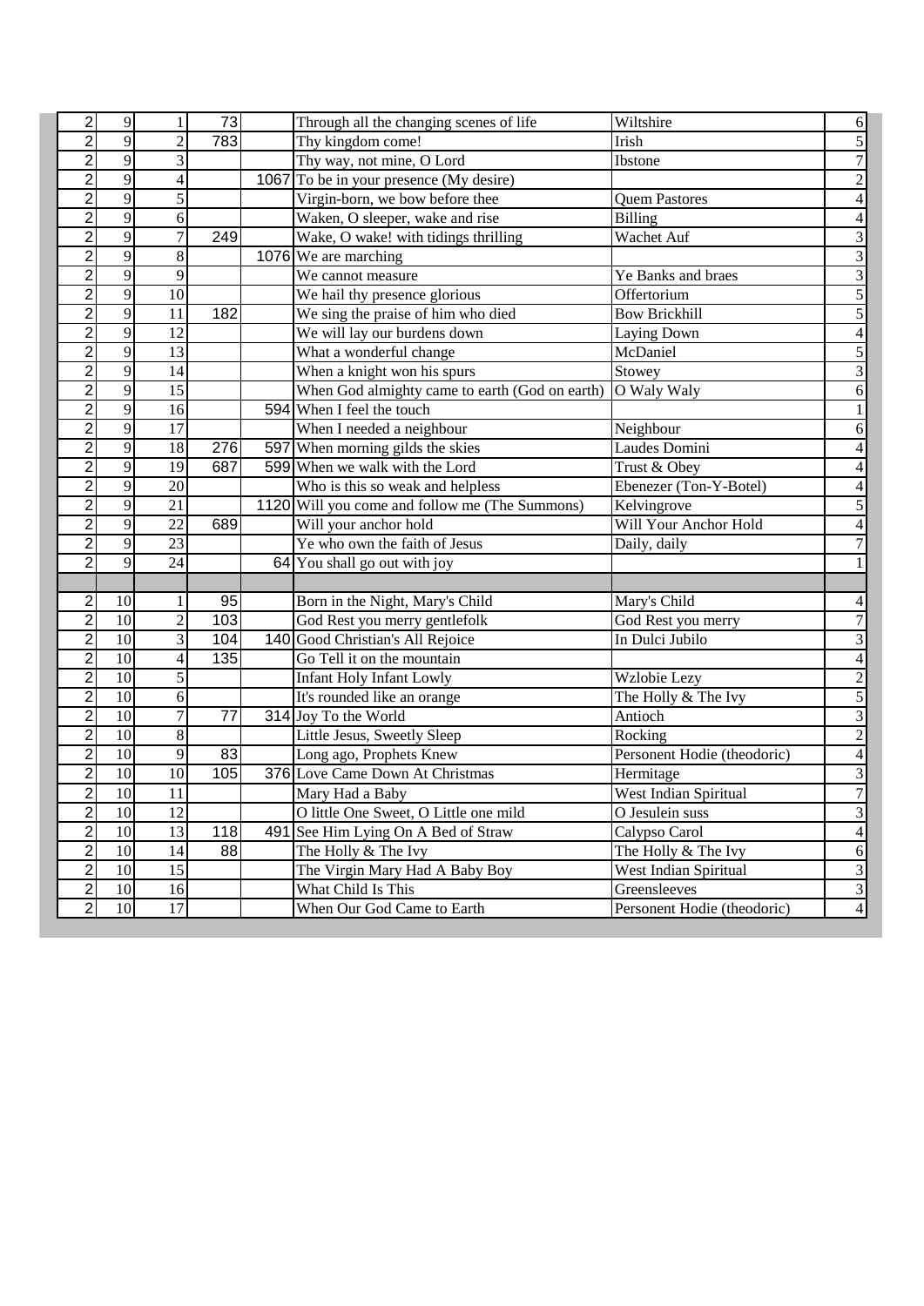| | | | | | | | |
|---|---|---|---|---|---|---|---|
| 2 | 9 | 1 | 73 | | Through all the changing scenes of life | Wiltshire | 6 |
| 2 | 9 | 2 | 783 | | Thy kingdom come! | Irish | 5 |
| 2 | 9 | 3 | | | Thy way, not mine, O Lord | Ibstone | 7 |
| 2 | 9 | 4 | | 1067 | To be in your presence (My desire) | | 2 |
| 2 | 9 | 5 | | | Virgin-born, we bow before thee | Quem Pastores | 4 |
| 2 | 9 | 6 | | | Waken, O sleeper, wake and rise | Billing | 4 |
| 2 | 9 | 7 | 249 | | Wake, O wake! with tidings thrilling | Wachet Auf | 3 |
| 2 | 9 | 8 | | 1076 | We are marching | | 3 |
| 2 | 9 | 9 | | | We cannot measure | Ye Banks and braes | 3 |
| 2 | 9 | 10 | | | We hail thy presence glorious | Offertorium | 5 |
| 2 | 9 | 11 | 182 | | We sing the praise of him who died | Bow Brickhill | 5 |
| 2 | 9 | 12 | | | We will lay our burdens down | Laying Down | 4 |
| 2 | 9 | 13 | | | What a wonderful change | McDaniel | 5 |
| 2 | 9 | 14 | | | When a knight won his spurs | Stowey | 3 |
| 2 | 9 | 15 | | | When God almighty came to earth (God on earth) | O Waly Waly | 6 |
| 2 | 9 | 16 | | 594 | When I feel the touch | | 1 |
| 2 | 9 | 17 | | | When I needed a neighbour | Neighbour | 6 |
| 2 | 9 | 18 | 276 | 597 | When morning gilds the skies | Laudes Domini | 4 |
| 2 | 9 | 19 | 687 | 599 | When we walk with the Lord | Trust & Obey | 4 |
| 2 | 9 | 20 | | | Who is this so weak and helpless | Ebenezer (Ton-Y-Botel) | 4 |
| 2 | 9 | 21 | | 1120 | Will you come and follow me (The Summons) | Kelvingrove | 5 |
| 2 | 9 | 22 | 689 | | Will your anchor hold | Will Your Anchor Hold | 4 |
| 2 | 9 | 23 | | | Ye who own the faith of Jesus | Daily, daily | 7 |
| 2 | 9 | 24 | | 64 | You shall go out with joy | | 1 |
| | | | | | | | |
| 2 | 10 | 1 | 95 | | Born in the Night, Mary's Child | Mary's Child | 4 |
| 2 | 10 | 2 | 103 | | God Rest you merry gentlefolk | God Rest you merry | 7 |
| 2 | 10 | 3 | 104 | 140 | Good Christian's All Rejoice | In Dulci Jubilo | 3 |
| 2 | 10 | 4 | 135 | | Go Tell it on the mountain | | 4 |
| 2 | 10 | 5 | | | Infant Holy Infant Lowly | Wzlobie Lezy | 2 |
| 2 | 10 | 6 | | | It's rounded like an orange | The Holly & The Ivy | 5 |
| 2 | 10 | 7 | 77 | 314 | Joy To the World | Antioch | 3 |
| 2 | 10 | 8 | | | Little Jesus, Sweetly Sleep | Rocking | 2 |
| 2 | 10 | 9 | 83 | | Long ago, Prophets Knew | Personent Hodie (theodoric) | 4 |
| 2 | 10 | 10 | 105 | 376 | Love Came Down At Christmas | Hermitage | 3 |
| 2 | 10 | 11 | | | Mary Had a Baby | West Indian Spiritual | 7 |
| 2 | 10 | 12 | | | O little One Sweet, O Little one mild | O Jesulein suss | 3 |
| 2 | 10 | 13 | 118 | 491 | See Him Lying On A Bed of Straw | Calypso Carol | 4 |
| 2 | 10 | 14 | 88 | | The Holly & The Ivy | The Holly & The Ivy | 6 |
| 2 | 10 | 15 | | | The Virgin Mary Had A Baby Boy | West Indian Spiritual | 3 |
| 2 | 10 | 16 | | | What Child Is This | Greensleeves | 3 |
| 2 | 10 | 17 | | | When Our God Came to Earth | Personent Hodie (theodoric) | 4 |